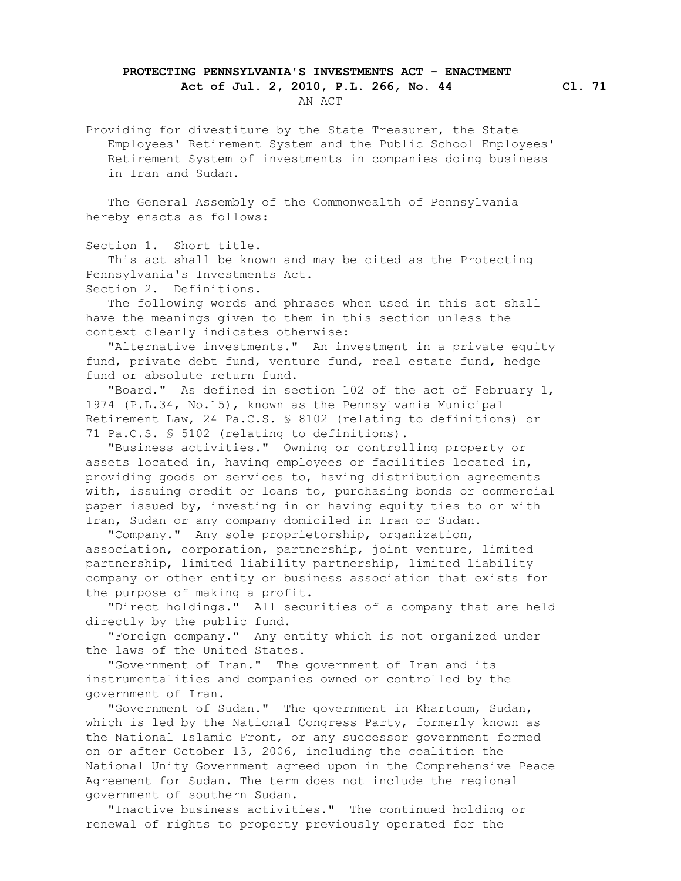# PROTECTING PENNSYLVANIA'S INVESTMENTS ACT - ENACTMENT

**Act of Jul. 2, 2010, P.L. 266, No. 44** **Cl. 71**

AN ACT

Providing for divestiture by the State Treasurer, the State Employees' Retirement System and the Public School Employees' Retirement System of investments in companies doing business in Iran and Sudan.

The General Assembly of the Commonwealth of Pennsylvania hereby enacts as follows:

Section 1. Short title.

This act shall be known and may be cited as the Protecting Pennsylvania's Investments Act.

Section 2. Definitions.

The following words and phrases when used in this act shall have the meanings given to them in this section unless the context clearly indicates otherwise:

"Alternative investments." An investment in a private equity fund, private debt fund, venture fund, real estate fund, hedge fund or absolute return fund.

"Board." As defined in section 102 of the act of February 1, 1974 (P.L.34, No.15), known as the Pennsylvania Municipal Retirement Law, 24 Pa.C.S. § 8102 (relating to definitions) or 71 Pa.C.S. § 5102 (relating to definitions).

"Business activities." Owning or controlling property or assets located in, having employees or facilities located in, providing goods or services to, having distribution agreements with, issuing credit or loans to, purchasing bonds or commercial paper issued by, investing in or having equity ties to or with Iran, Sudan or any company domiciled in Iran or Sudan.

"Company." Any sole proprietorship, organization, association, corporation, partnership, joint venture, limited partnership, limited liability partnership, limited liability company or other entity or business association that exists for the purpose of making a profit.

"Direct holdings." All securities of a company that are held directly by the public fund.

"Foreign company." Any entity which is not organized under the laws of the United States.

"Government of Iran." The government of Iran and its instrumentalities and companies owned or controlled by the government of Iran.

"Government of Sudan." The government in Khartoum, Sudan, which is led by the National Congress Party, formerly known as the National Islamic Front, or any successor government formed on or after October 13, 2006, including the coalition the National Unity Government agreed upon in the Comprehensive Peace Agreement for Sudan. The term does not include the regional government of southern Sudan.

"Inactive business activities." The continued holding or renewal of rights to property previously operated for the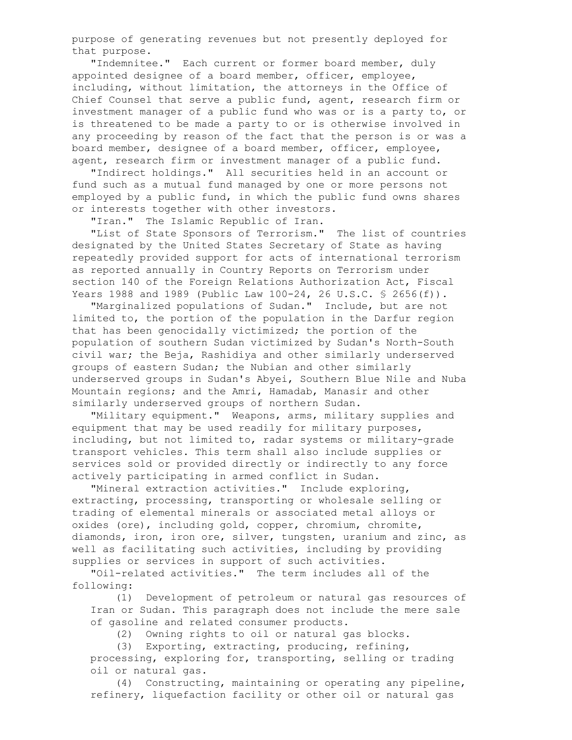purpose of generating revenues but not presently deployed for that purpose.

"Indemnitee." Each current or former board member, duly appointed designee of a board member, officer, employee, including, without limitation, the attorneys in the Office of Chief Counsel that serve a public fund, agent, research firm or investment manager of a public fund who was or is a party to, or is threatened to be made a party to or is otherwise involved in any proceeding by reason of the fact that the person is or was a board member, designee of a board member, officer, employee, agent, research firm or investment manager of a public fund.

"Indirect holdings." All securities held in an account or fund such as a mutual fund managed by one or more persons not employed by a public fund, in which the public fund owns shares or interests together with other investors.

"Iran." The Islamic Republic of Iran.

"List of State Sponsors of Terrorism." The list of countries designated by the United States Secretary of State as having repeatedly provided support for acts of international terrorism as reported annually in Country Reports on Terrorism under section 140 of the Foreign Relations Authorization Act, Fiscal Years 1988 and 1989 (Public Law 100-24, 26 U.S.C. § 2656(f)).

"Marginalized populations of Sudan." Include, but are not limited to, the portion of the population in the Darfur region that has been genocidally victimized; the portion of the population of southern Sudan victimized by Sudan's North-South civil war; the Beja, Rashidiya and other similarly underserved groups of eastern Sudan; the Nubian and other similarly underserved groups in Sudan's Abyei, Southern Blue Nile and Nuba Mountain regions; and the Amri, Hamadab, Manasir and other similarly underserved groups of northern Sudan.

"Military equipment." Weapons, arms, military supplies and equipment that may be used readily for military purposes, including, but not limited to, radar systems or military-grade transport vehicles. This term shall also include supplies or services sold or provided directly or indirectly to any force actively participating in armed conflict in Sudan.

"Mineral extraction activities." Include exploring, extracting, processing, transporting or wholesale selling or trading of elemental minerals or associated metal alloys or oxides (ore), including gold, copper, chromium, chromite, diamonds, iron, iron ore, silver, tungsten, uranium and zinc, as well as facilitating such activities, including by providing supplies or services in support of such activities.

"Oil-related activities." The term includes all of the following:

(1) Development of petroleum or natural gas resources of Iran or Sudan. This paragraph does not include the mere sale of gasoline and related consumer products.

(2) Owning rights to oil or natural gas blocks.

(3) Exporting, extracting, producing, refining, processing, exploring for, transporting, selling or trading oil or natural gas.

(4) Constructing, maintaining or operating any pipeline, refinery, liquefaction facility or other oil or natural gas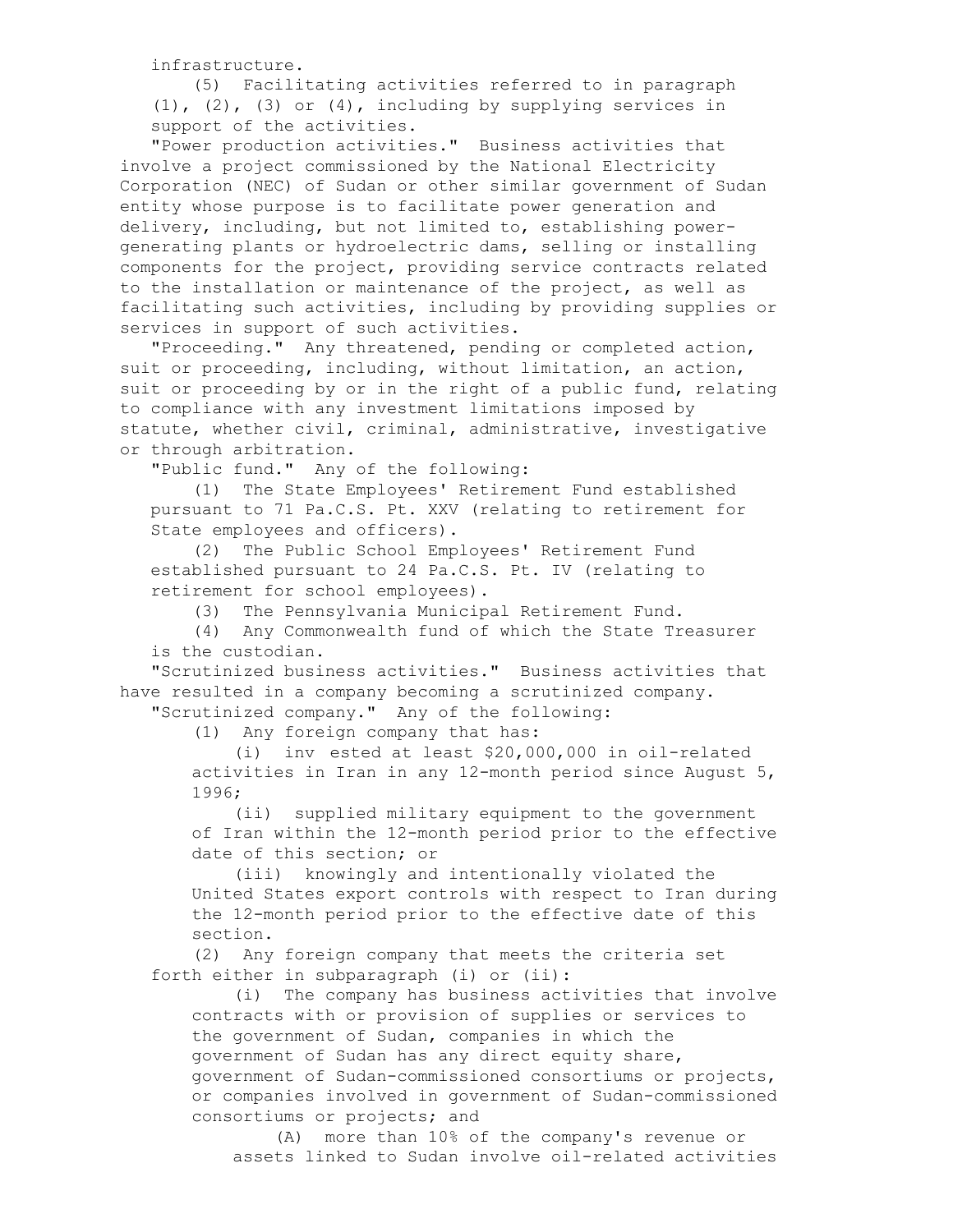infrastructure.

(5) Facilitating activities referred to in paragraph (1), (2), (3) or (4), including by supplying services in support of the activities.

"Power production activities." Business activities that involve a project commissioned by the National Electricity Corporation (NEC) of Sudan or other similar government of Sudan entity whose purpose is to facilitate power generation and delivery, including, but not limited to, establishing power-generating plants or hydroelectric dams, selling or installing components for the project, providing service contracts related to the installation or maintenance of the project, as well as facilitating such activities, including by providing supplies or services in support of such activities.

"Proceeding." Any threatened, pending or completed action, suit or proceeding, including, without limitation, an action, suit or proceeding by or in the right of a public fund, relating to compliance with any investment limitations imposed by statute, whether civil, criminal, administrative, investigative or through arbitration.

"Public fund." Any of the following:

(1) The State Employees' Retirement Fund established pursuant to 71 Pa.C.S. Pt. XXV (relating to retirement for State employees and officers).

(2) The Public School Employees' Retirement Fund established pursuant to 24 Pa.C.S. Pt. IV (relating to retirement for school employees).

(3) The Pennsylvania Municipal Retirement Fund.

(4) Any Commonwealth fund of which the State Treasurer is the custodian.

"Scrutinized business activities." Business activities that have resulted in a company becoming a scrutinized company.

"Scrutinized company." Any of the following:

(1) Any foreign company that has:

(i) inv ested at least $20,000,000 in oil-related activities in Iran in any 12-month period since August 5, 1996;

(ii) supplied military equipment to the government of Iran within the 12-month period prior to the effective date of this section; or

(iii) knowingly and intentionally violated the United States export controls with respect to Iran during the 12-month period prior to the effective date of this section.

(2) Any foreign company that meets the criteria set forth either in subparagraph (i) or (ii):

(i) The company has business activities that involve contracts with or provision of supplies or services to the government of Sudan, companies in which the government of Sudan has any direct equity share, government of Sudan-commissioned consortiums or projects, or companies involved in government of Sudan-commissioned consortiums or projects; and

(A) more than 10% of the company's revenue or assets linked to Sudan involve oil-related activities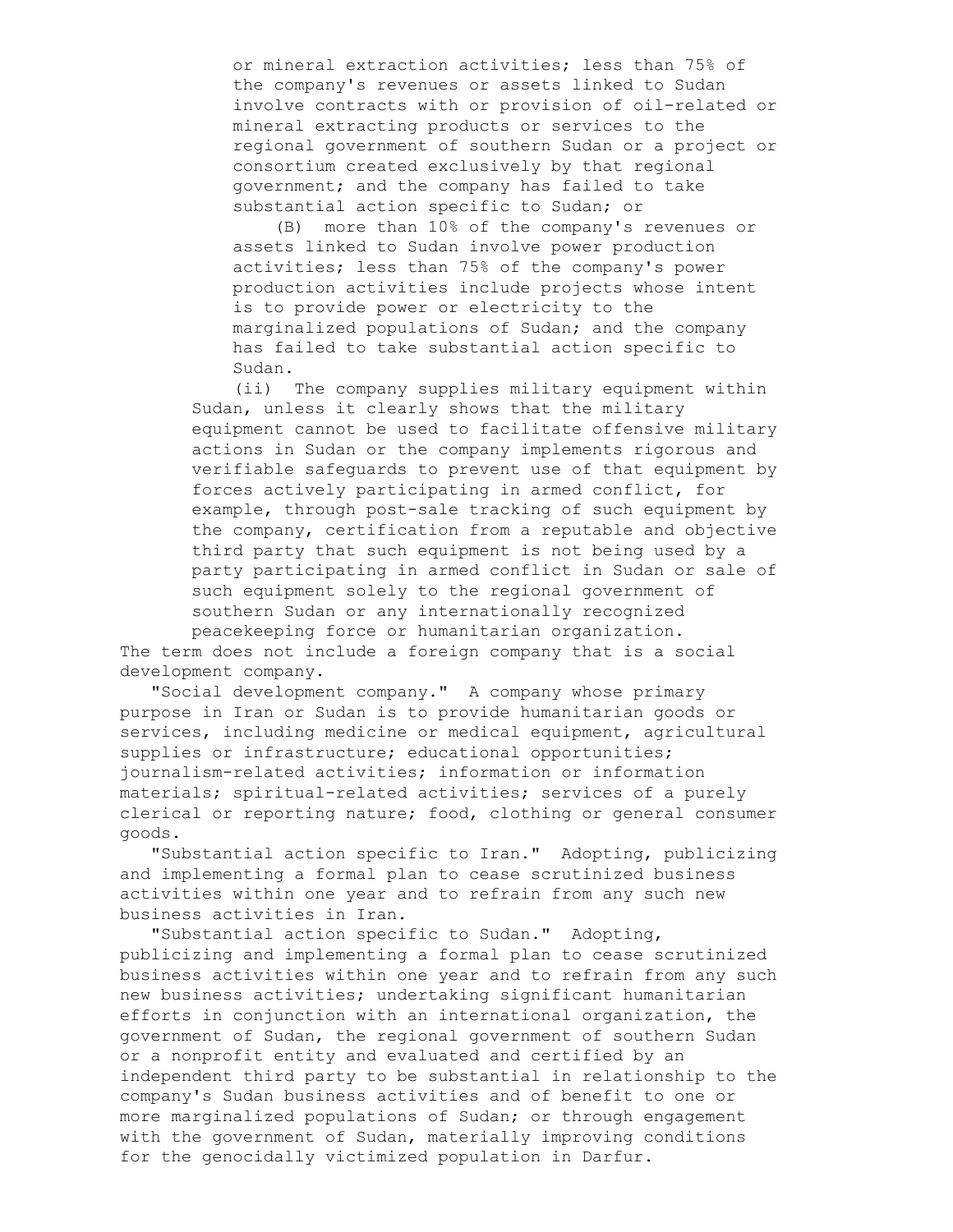or mineral extraction activities; less than 75% of the company's revenues or assets linked to Sudan involve contracts with or provision of oil-related or mineral extracting products or services to the regional government of southern Sudan or a project or consortium created exclusively by that regional government; and the company has failed to take substantial action specific to Sudan; or

(B) more than 10% of the company's revenues or assets linked to Sudan involve power production activities; less than 75% of the company's power production activities include projects whose intent is to provide power or electricity to the marginalized populations of Sudan; and the company has failed to take substantial action specific to Sudan.

(ii) The company supplies military equipment within Sudan, unless it clearly shows that the military equipment cannot be used to facilitate offensive military actions in Sudan or the company implements rigorous and verifiable safeguards to prevent use of that equipment by forces actively participating in armed conflict, for example, through post-sale tracking of such equipment by the company, certification from a reputable and objective third party that such equipment is not being used by a party participating in armed conflict in Sudan or sale of such equipment solely to the regional government of southern Sudan or any internationally recognized peacekeeping force or humanitarian organization.

The term does not include a foreign company that is a social development company.

"Social development company." A company whose primary purpose in Iran or Sudan is to provide humanitarian goods or services, including medicine or medical equipment, agricultural supplies or infrastructure; educational opportunities; journalism-related activities; information or information materials; spiritual-related activities; services of a purely clerical or reporting nature; food, clothing or general consumer goods.

"Substantial action specific to Iran." Adopting, publicizing and implementing a formal plan to cease scrutinized business activities within one year and to refrain from any such new business activities in Iran.

"Substantial action specific to Sudan." Adopting, publicizing and implementing a formal plan to cease scrutinized business activities within one year and to refrain from any such new business activities; undertaking significant humanitarian efforts in conjunction with an international organization, the government of Sudan, the regional government of southern Sudan or a nonprofit entity and evaluated and certified by an independent third party to be substantial in relationship to the company's Sudan business activities and of benefit to one or more marginalized populations of Sudan; or through engagement with the government of Sudan, materially improving conditions for the genocidally victimized population in Darfur.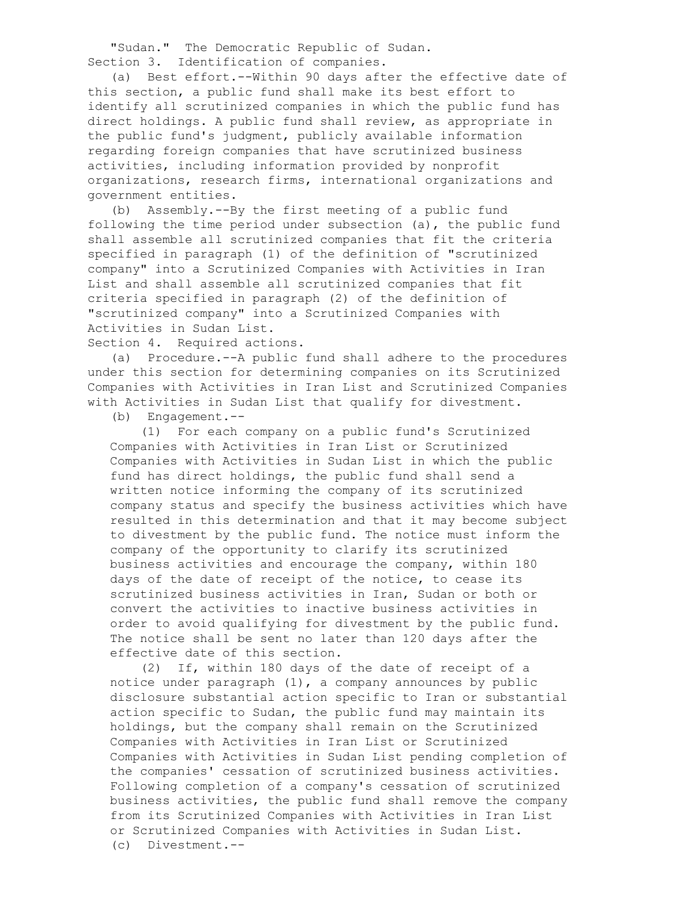"Sudan." The Democratic Republic of Sudan.

Section 3. Identification of companies.

(a) Best effort.--Within 90 days after the effective date of this section, a public fund shall make its best effort to identify all scrutinized companies in which the public fund has direct holdings. A public fund shall review, as appropriate in the public fund's judgment, publicly available information regarding foreign companies that have scrutinized business activities, including information provided by nonprofit organizations, research firms, international organizations and government entities.

(b) Assembly.--By the first meeting of a public fund following the time period under subsection (a), the public fund shall assemble all scrutinized companies that fit the criteria specified in paragraph (1) of the definition of "scrutinized company" into a Scrutinized Companies with Activities in Iran List and shall assemble all scrutinized companies that fit criteria specified in paragraph (2) of the definition of "scrutinized company" into a Scrutinized Companies with Activities in Sudan List.

Section 4. Required actions.

(a) Procedure.--A public fund shall adhere to the procedures under this section for determining companies on its Scrutinized Companies with Activities in Iran List and Scrutinized Companies with Activities in Sudan List that qualify for divestment.

(b) Engagement.--

(1) For each company on a public fund's Scrutinized Companies with Activities in Iran List or Scrutinized Companies with Activities in Sudan List in which the public fund has direct holdings, the public fund shall send a written notice informing the company of its scrutinized company status and specify the business activities which have resulted in this determination and that it may become subject to divestment by the public fund. The notice must inform the company of the opportunity to clarify its scrutinized business activities and encourage the company, within 180 days of the date of receipt of the notice, to cease its scrutinized business activities in Iran, Sudan or both or convert the activities to inactive business activities in order to avoid qualifying for divestment by the public fund. The notice shall be sent no later than 120 days after the effective date of this section.

(2) If, within 180 days of the date of receipt of a notice under paragraph (1), a company announces by public disclosure substantial action specific to Iran or substantial action specific to Sudan, the public fund may maintain its holdings, but the company shall remain on the Scrutinized Companies with Activities in Iran List or Scrutinized Companies with Activities in Sudan List pending completion of the companies' cessation of scrutinized business activities. Following completion of a company's cessation of scrutinized business activities, the public fund shall remove the company from its Scrutinized Companies with Activities in Iran List or Scrutinized Companies with Activities in Sudan List.

(c) Divestment.--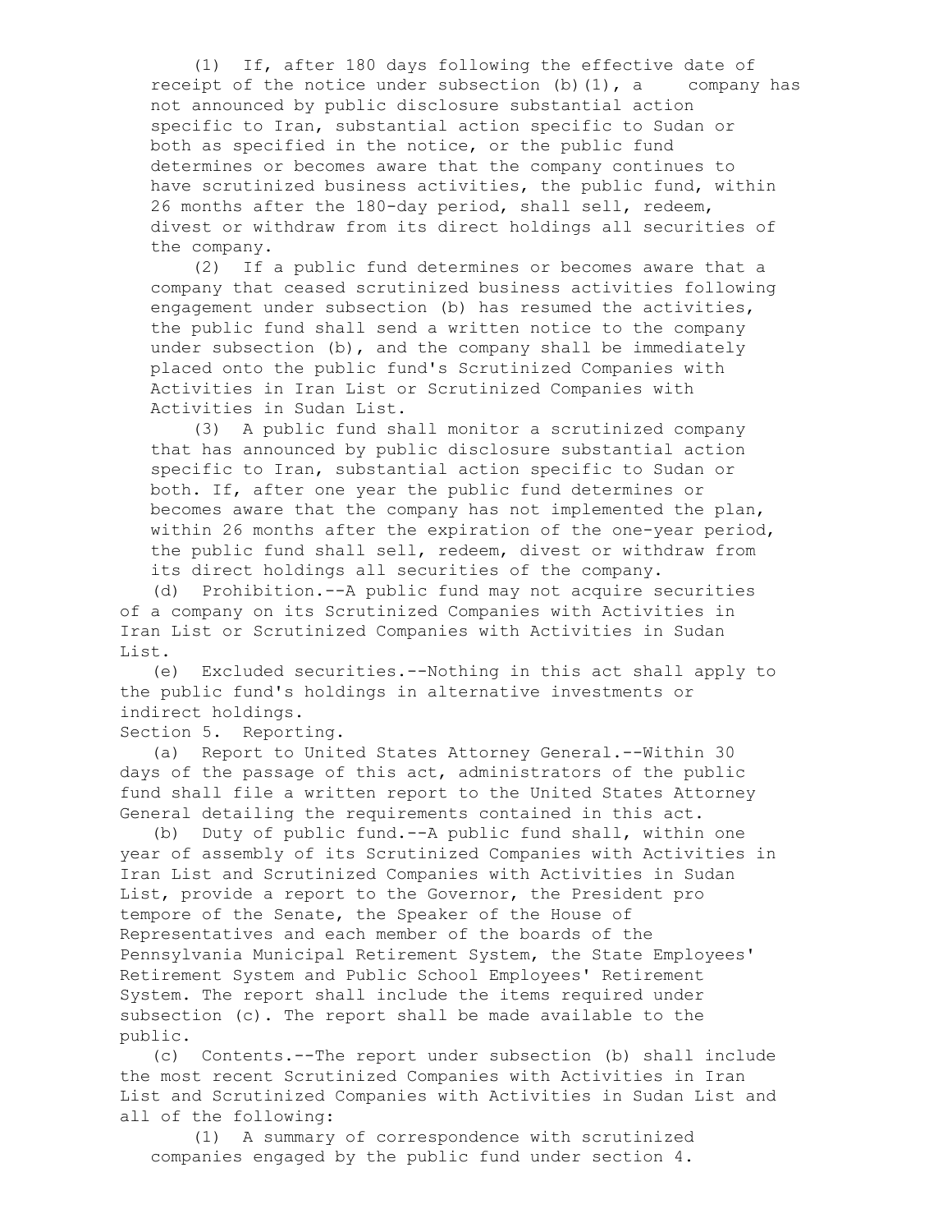(1) If, after 180 days following the effective date of receipt of the notice under subsection (b)(1), a company has not announced by public disclosure substantial action specific to Iran, substantial action specific to Sudan or both as specified in the notice, or the public fund determines or becomes aware that the company continues to have scrutinized business activities, the public fund, within 26 months after the 180-day period, shall sell, redeem, divest or withdraw from its direct holdings all securities of the company.

(2) If a public fund determines or becomes aware that a company that ceased scrutinized business activities following engagement under subsection (b) has resumed the activities, the public fund shall send a written notice to the company under subsection (b), and the company shall be immediately placed onto the public fund's Scrutinized Companies with Activities in Iran List or Scrutinized Companies with Activities in Sudan List.

(3) A public fund shall monitor a scrutinized company that has announced by public disclosure substantial action specific to Iran, substantial action specific to Sudan or both. If, after one year the public fund determines or becomes aware that the company has not implemented the plan, within 26 months after the expiration of the one-year period, the public fund shall sell, redeem, divest or withdraw from its direct holdings all securities of the company.

(d) Prohibition.--A public fund may not acquire securities of a company on its Scrutinized Companies with Activities in Iran List or Scrutinized Companies with Activities in Sudan List.

(e) Excluded securities.--Nothing in this act shall apply to the public fund's holdings in alternative investments or indirect holdings.

Section 5. Reporting.

(a) Report to United States Attorney General.--Within 30 days of the passage of this act, administrators of the public fund shall file a written report to the United States Attorney General detailing the requirements contained in this act.

(b) Duty of public fund.--A public fund shall, within one year of assembly of its Scrutinized Companies with Activities in Iran List and Scrutinized Companies with Activities in Sudan List, provide a report to the Governor, the President pro tempore of the Senate, the Speaker of the House of Representatives and each member of the boards of the Pennsylvania Municipal Retirement System, the State Employees' Retirement System and Public School Employees' Retirement System. The report shall include the items required under subsection (c). The report shall be made available to the public.

(c) Contents.--The report under subsection (b) shall include the most recent Scrutinized Companies with Activities in Iran List and Scrutinized Companies with Activities in Sudan List and all of the following:

(1) A summary of correspondence with scrutinized companies engaged by the public fund under section 4.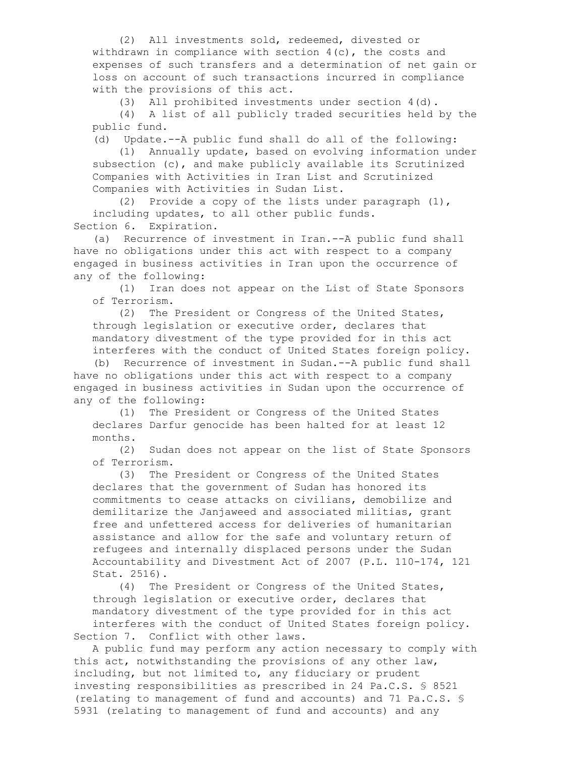(2) All investments sold, redeemed, divested or withdrawn in compliance with section 4(c), the costs and expenses of such transfers and a determination of net gain or loss on account of such transactions incurred in compliance with the provisions of this act.

(3) All prohibited investments under section 4(d).

(4) A list of all publicly traded securities held by the public fund.

(d) Update.--A public fund shall do all of the following:

(1) Annually update, based on evolving information under subsection (c), and make publicly available its Scrutinized Companies with Activities in Iran List and Scrutinized Companies with Activities in Sudan List.

(2) Provide a copy of the lists under paragraph (1), including updates, to all other public funds.

Section 6. Expiration.

(a) Recurrence of investment in Iran.--A public fund shall have no obligations under this act with respect to a company engaged in business activities in Iran upon the occurrence of any of the following:

(1) Iran does not appear on the List of State Sponsors of Terrorism.

(2) The President or Congress of the United States, through legislation or executive order, declares that mandatory divestment of the type provided for in this act interferes with the conduct of United States foreign policy.

(b) Recurrence of investment in Sudan.--A public fund shall have no obligations under this act with respect to a company engaged in business activities in Sudan upon the occurrence of any of the following:

(1) The President or Congress of the United States declares Darfur genocide has been halted for at least 12 months.

(2) Sudan does not appear on the list of State Sponsors of Terrorism.

(3) The President or Congress of the United States declares that the government of Sudan has honored its commitments to cease attacks on civilians, demobilize and demilitarize the Janjaweed and associated militias, grant free and unfettered access for deliveries of humanitarian assistance and allow for the safe and voluntary return of refugees and internally displaced persons under the Sudan Accountability and Divestment Act of 2007 (P.L. 110-174, 121 Stat. 2516).

(4) The President or Congress of the United States, through legislation or executive order, declares that mandatory divestment of the type provided for in this act interferes with the conduct of United States foreign policy.

Section 7. Conflict with other laws.

A public fund may perform any action necessary to comply with this act, notwithstanding the provisions of any other law, including, but not limited to, any fiduciary or prudent investing responsibilities as prescribed in 24 Pa.C.S. § 8521 (relating to management of fund and accounts) and 71 Pa.C.S. § 5931 (relating to management of fund and accounts) and any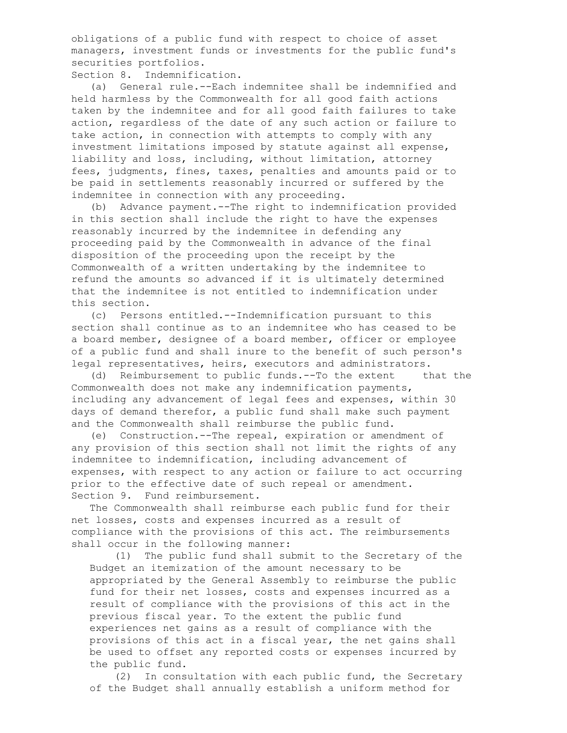obligations of a public fund with respect to choice of asset managers, investment funds or investments for the public fund's securities portfolios.

Section 8. Indemnification.

(a) General rule.--Each indemnitee shall be indemnified and held harmless by the Commonwealth for all good faith actions taken by the indemnitee and for all good faith failures to take action, regardless of the date of any such action or failure to take action, in connection with attempts to comply with any investment limitations imposed by statute against all expense, liability and loss, including, without limitation, attorney fees, judgments, fines, taxes, penalties and amounts paid or to be paid in settlements reasonably incurred or suffered by the indemnitee in connection with any proceeding.

(b) Advance payment.--The right to indemnification provided in this section shall include the right to have the expenses reasonably incurred by the indemnitee in defending any proceeding paid by the Commonwealth in advance of the final disposition of the proceeding upon the receipt by the Commonwealth of a written undertaking by the indemnitee to refund the amounts so advanced if it is ultimately determined that the indemnitee is not entitled to indemnification under this section.

(c) Persons entitled.--Indemnification pursuant to this section shall continue as to an indemnitee who has ceased to be a board member, designee of a board member, officer or employee of a public fund and shall inure to the benefit of such person's legal representatives, heirs, executors and administrators.

(d) Reimbursement to public funds.--To the extent that the Commonwealth does not make any indemnification payments, including any advancement of legal fees and expenses, within 30 days of demand therefor, a public fund shall make such payment and the Commonwealth shall reimburse the public fund.

(e) Construction.--The repeal, expiration or amendment of any provision of this section shall not limit the rights of any indemnitee to indemnification, including advancement of expenses, with respect to any action or failure to act occurring prior to the effective date of such repeal or amendment.

Section 9. Fund reimbursement.

The Commonwealth shall reimburse each public fund for their net losses, costs and expenses incurred as a result of compliance with the provisions of this act. The reimbursements shall occur in the following manner:

(1) The public fund shall submit to the Secretary of the Budget an itemization of the amount necessary to be appropriated by the General Assembly to reimburse the public fund for their net losses, costs and expenses incurred as a result of compliance with the provisions of this act in the previous fiscal year. To the extent the public fund experiences net gains as a result of compliance with the provisions of this act in a fiscal year, the net gains shall be used to offset any reported costs or expenses incurred by the public fund.

(2) In consultation with each public fund, the Secretary of the Budget shall annually establish a uniform method for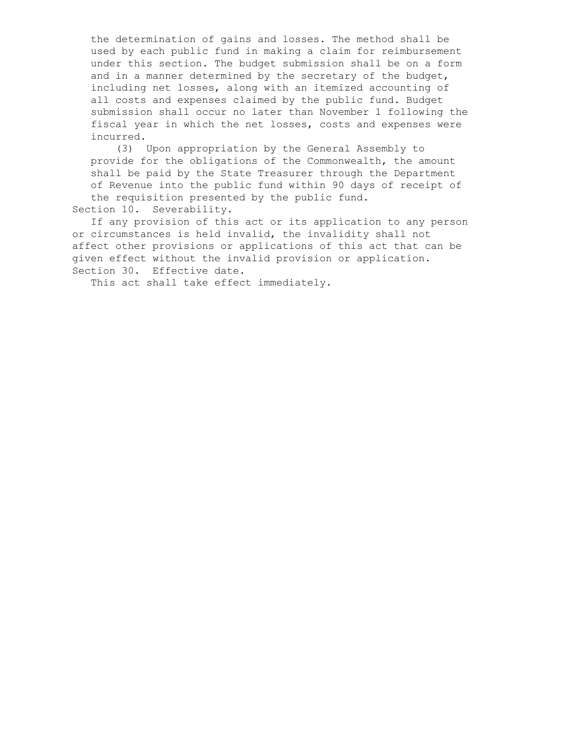the determination of gains and losses. The method shall be used by each public fund in making a claim for reimbursement under this section. The budget submission shall be on a form and in a manner determined by the secretary of the budget, including net losses, along with an itemized accounting of all costs and expenses claimed by the public fund. Budget submission shall occur no later than November 1 following the fiscal year in which the net losses, costs and expenses were incurred.

(3) Upon appropriation by the General Assembly to provide for the obligations of the Commonwealth, the amount shall be paid by the State Treasurer through the Department of Revenue into the public fund within 90 days of receipt of the requisition presented by the public fund.

Section 10. Severability.

If any provision of this act or its application to any person or circumstances is held invalid, the invalidity shall not affect other provisions or applications of this act that can be given effect without the invalid provision or application.

Section 30. Effective date.

This act shall take effect immediately.